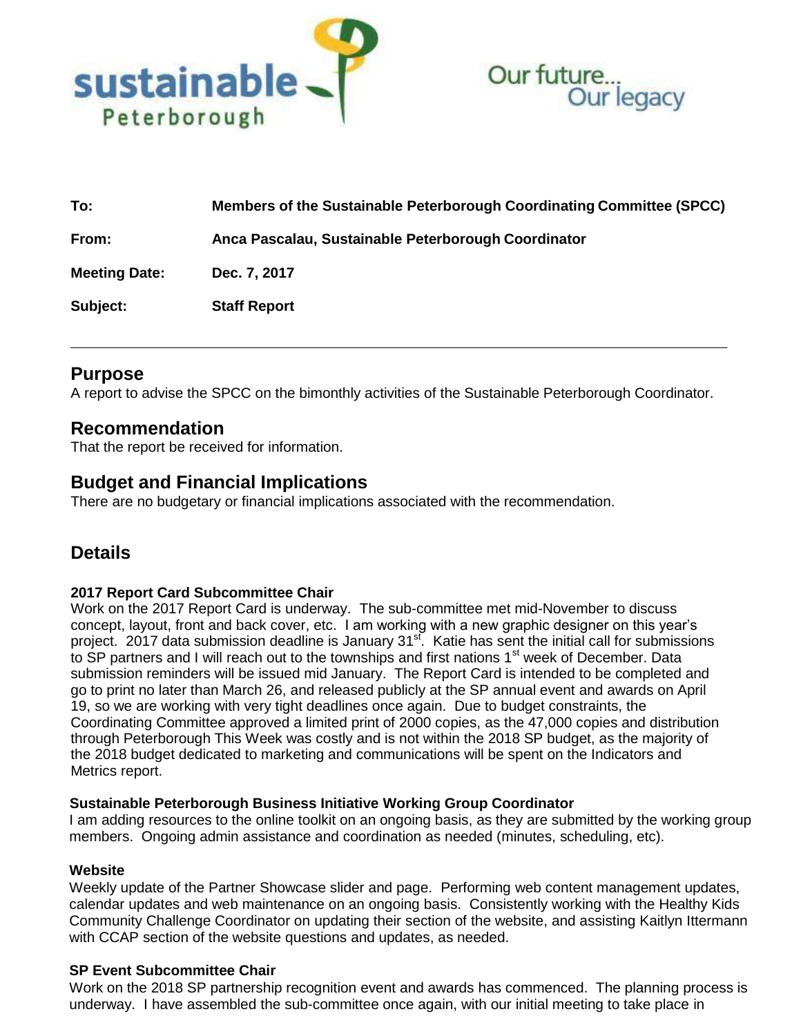sustainable Peterborough

Our future... Our legacy

| | |
|---|---|
| **To:** | **Members of the Sustainable Peterborough Coordinating Committee (SPCC)** |
| **From:** | **Anca Pascalau, Sustainable Peterborough Coordinator** |
| **Meeting Date:** | **Dec. 7, 2017** |
| **Subject:** | **Staff Report** |

---

## Purpose

A report to advise the SPCC on the bimonthly activities of the Sustainable Peterborough Coordinator.

## Recommendation

That the report be received for information.

## Budget and Financial Implications

There are no budgetary or financial implications associated with the recommendation.

## Details

**2017 Report Card Subcommittee Chair**

Work on the 2017 Report Card is underway. The sub-committee met mid-November to discuss concept, layout, front and back cover, etc. I am working with a new graphic designer on this year's project. 2017 data submission deadline is January 31st. Katie has sent the initial call for submissions to SP partners and I will reach out to the townships and first nations 1st week of December. Data submission reminders will be issued mid January. The Report Card is intended to be completed and go to print no later than March 26, and released publicly at the SP annual event and awards on April 19, so we are working with very tight deadlines once again. Due to budget constraints, the Coordinating Committee approved a limited print of 2000 copies, as the 47,000 copies and distribution through Peterborough This Week was costly and is not within the 2018 SP budget, as the majority of the 2018 budget dedicated to marketing and communications will be spent on the Indicators and Metrics report.

**Sustainable Peterborough Business Initiative Working Group Coordinator**

I am adding resources to the online toolkit on an ongoing basis, as they are submitted by the working group members. Ongoing admin assistance and coordination as needed (minutes, scheduling, etc).

**Website**

Weekly update of the Partner Showcase slider and page. Performing web content management updates, calendar updates and web maintenance on an ongoing basis. Consistently working with the Healthy Kids Community Challenge Coordinator on updating their section of the website, and assisting Kaitlyn Ittermann with CCAP section of the website questions and updates, as needed.

**SP Event Subcommittee Chair**

Work on the 2018 SP partnership recognition event and awards has commenced. The planning process is underway. I have assembled the sub-committee once again, with our initial meeting to take place in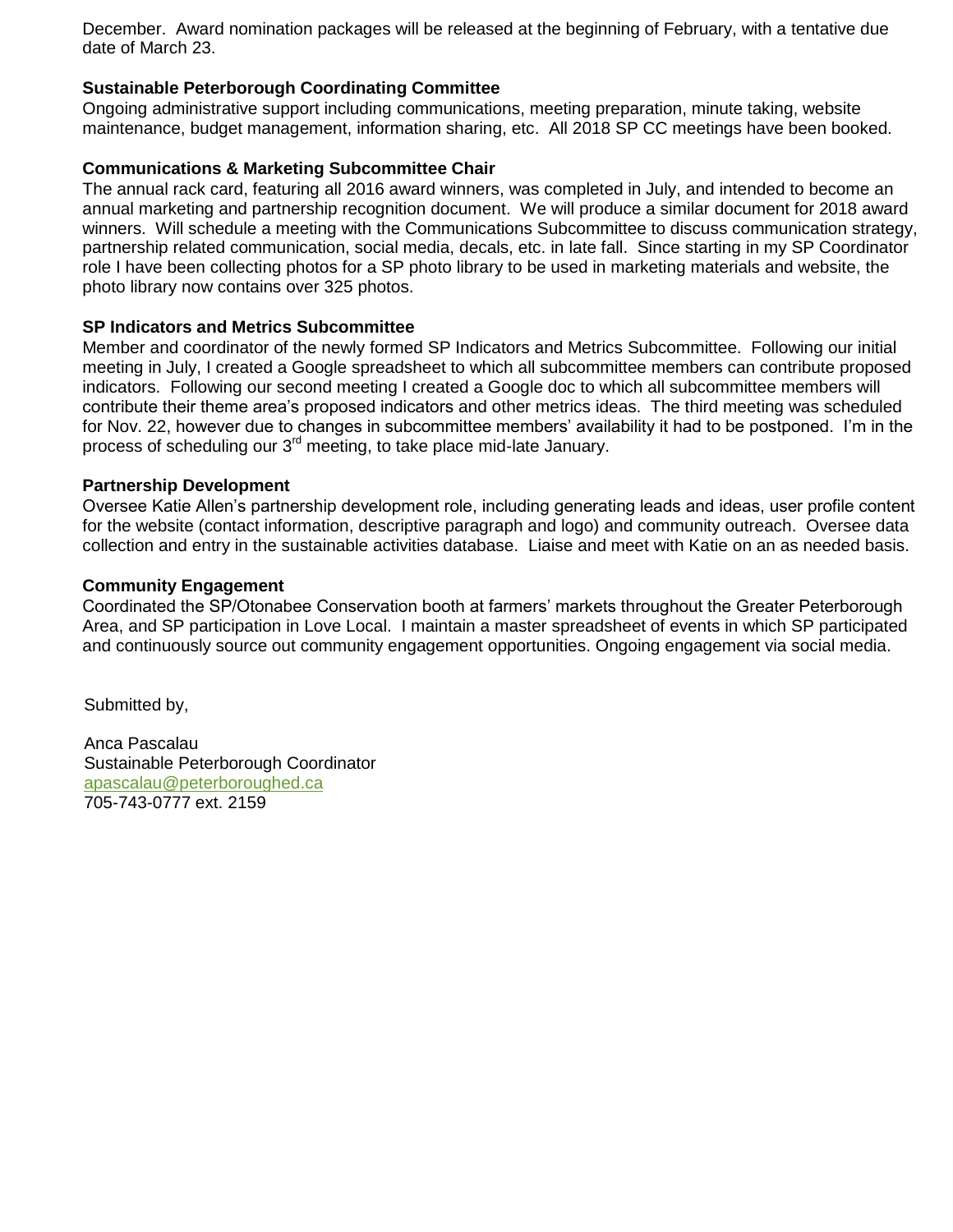December. Award nomination packages will be released at the beginning of February, with a tentative due date of March 23.

**Sustainable Peterborough Coordinating Committee**

Ongoing administrative support including communications, meeting preparation, minute taking, website maintenance, budget management, information sharing, etc. All 2018 SP CC meetings have been booked.

**Communications & Marketing Subcommittee Chair**

The annual rack card, featuring all 2016 award winners, was completed in July, and intended to become an annual marketing and partnership recognition document. We will produce a similar document for 2018 award winners. Will schedule a meeting with the Communications Subcommittee to discuss communication strategy, partnership related communication, social media, decals, etc. in late fall. Since starting in my SP Coordinator role I have been collecting photos for a SP photo library to be used in marketing materials and website, the photo library now contains over 325 photos.

**SP Indicators and Metrics Subcommittee**

Member and coordinator of the newly formed SP Indicators and Metrics Subcommittee. Following our initial meeting in July, I created a Google spreadsheet to which all subcommittee members can contribute proposed indicators. Following our second meeting I created a Google doc to which all subcommittee members will contribute their theme area's proposed indicators and other metrics ideas. The third meeting was scheduled for Nov. 22, however due to changes in subcommittee members' availability it had to be postponed. I'm in the process of scheduling our 3rd meeting, to take place mid-late January.

**Partnership Development**

Oversee Katie Allen's partnership development role, including generating leads and ideas, user profile content for the website (contact information, descriptive paragraph and logo) and community outreach. Oversee data collection and entry in the sustainable activities database. Liaise and meet with Katie on an as needed basis.

**Community Engagement**

Coordinated the SP/Otonabee Conservation booth at farmers' markets throughout the Greater Peterborough Area, and SP participation in Love Local. I maintain a master spreadsheet of events in which SP participated and continuously source out community engagement opportunities. Ongoing engagement via social media.

Submitted by,

Anca Pascalau
Sustainable Peterborough Coordinator
apascalau@peterboroughed.ca
705-743-0777 ext. 2159